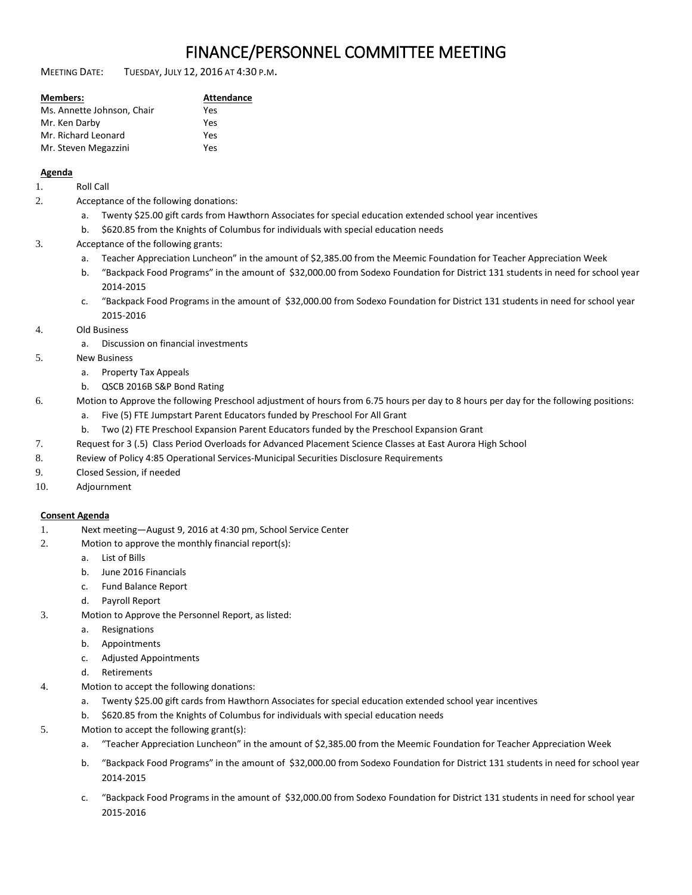# FINANCE/PERSONNEL COMMITTEE MEETING

MEETING DATE: TUESDAY, JULY 12, 2016 AT 4:30 P.M.

| **Members:** | **Attendance** |
|---|---|
| Ms. Annette Johnson, Chair | Yes |
| Mr. Ken Darby | Yes |
| Mr. Richard Leonard | Yes |
| Mr. Steven Megazzini | Yes |

**Agenda**

1. Roll Call
2. Acceptance of the following donations:
   a. Twenty $25.00 gift cards from Hawthorn Associates for special education extended school year incentives
   b. $620.85 from the Knights of Columbus for individuals with special education needs
3. Acceptance of the following grants:
   a. Teacher Appreciation Luncheon" in the amount of $2,385.00 from the Meemic Foundation for Teacher Appreciation Week
   b. "Backpack Food Programs" in the amount of $32,000.00 from Sodexo Foundation for District 131 students in need for school year 2014-2015
   c. "Backpack Food Programs in the amount of $32,000.00 from Sodexo Foundation for District 131 students in need for school year 2015-2016
4. Old Business
   a. Discussion on financial investments
5. New Business
   a. Property Tax Appeals
   b. QSCB 2016B S&P Bond Rating
6. Motion to Approve the following Preschool adjustment of hours from 6.75 hours per day to 8 hours per day for the following positions:
   a. Five (5) FTE Jumpstart Parent Educators funded by Preschool For All Grant
   b. Two (2) FTE Preschool Expansion Parent Educators funded by the Preschool Expansion Grant
7. Request for 3 (.5) Class Period Overloads for Advanced Placement Science Classes at East Aurora High School
8. Review of Policy 4:85 Operational Services-Municipal Securities Disclosure Requirements
9. Closed Session, if needed
10. Adjournment

**Consent Agenda**

1. Next meeting—August 9, 2016 at 4:30 pm, School Service Center
2. Motion to approve the monthly financial report(s):
   a. List of Bills
   b. June 2016 Financials
   c. Fund Balance Report
   d. Payroll Report
3. Motion to Approve the Personnel Report, as listed:
   a. Resignations
   b. Appointments
   c. Adjusted Appointments
   d. Retirements
4. Motion to accept the following donations:
   a. Twenty $25.00 gift cards from Hawthorn Associates for special education extended school year incentives
   b. $620.85 from the Knights of Columbus for individuals with special education needs
5. Motion to accept the following grant(s):
   a. "Teacher Appreciation Luncheon" in the amount of $2,385.00 from the Meemic Foundation for Teacher Appreciation Week
   b. "Backpack Food Programs" in the amount of $32,000.00 from Sodexo Foundation for District 131 students in need for school year 2014-2015
   c. "Backpack Food Programs in the amount of $32,000.00 from Sodexo Foundation for District 131 students in need for school year 2015-2016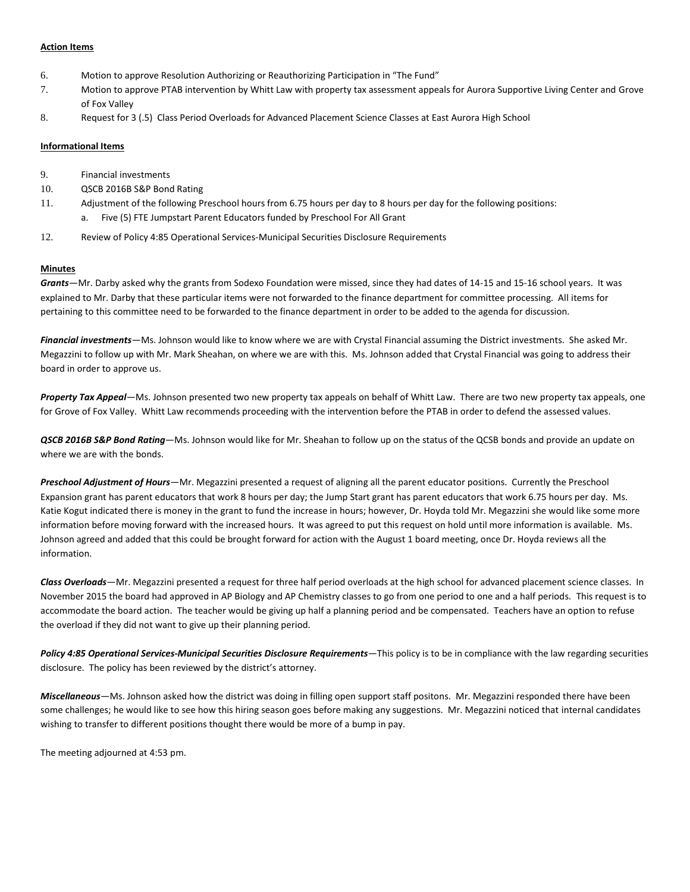**Action Items**

6. Motion to approve Resolution Authorizing or Reauthorizing Participation in "The Fund"
7. Motion to approve PTAB intervention by Whitt Law with property tax assessment appeals for Aurora Supportive Living Center and Grove of Fox Valley
8. Request for 3 (.5) Class Period Overloads for Advanced Placement Science Classes at East Aurora High School

**Informational Items**

9. Financial investments
10. QSCB 2016B S&P Bond Rating
11. Adjustment of the following Preschool hours from 6.75 hours per day to 8 hours per day for the following positions:
    a. Five (5) FTE Jumpstart Parent Educators funded by Preschool For All Grant
12. Review of Policy 4:85 Operational Services-Municipal Securities Disclosure Requirements

**Minutes**

***Grants***—Mr. Darby asked why the grants from Sodexo Foundation were missed, since they had dates of 14-15 and 15-16 school years. It was explained to Mr. Darby that these particular items were not forwarded to the finance department for committee processing. All items for pertaining to this committee need to be forwarded to the finance department in order to be added to the agenda for discussion.

***Financial investments***—Ms. Johnson would like to know where we are with Crystal Financial assuming the District investments. She asked Mr. Megazzini to follow up with Mr. Mark Sheahan, on where we are with this. Ms. Johnson added that Crystal Financial was going to address their board in order to approve us.

***Property Tax Appeal***—Ms. Johnson presented two new property tax appeals on behalf of Whitt Law. There are two new property tax appeals, one for Grove of Fox Valley. Whitt Law recommends proceeding with the intervention before the PTAB in order to defend the assessed values.

***QSCB 2016B S&P Bond Rating***—Ms. Johnson would like for Mr. Sheahan to follow up on the status of the QCSB bonds and provide an update on where we are with the bonds.

***Preschool Adjustment of Hours***—Mr. Megazzini presented a request of aligning all the parent educator positions. Currently the Preschool Expansion grant has parent educators that work 8 hours per day; the Jump Start grant has parent educators that work 6.75 hours per day. Ms. Katie Kogut indicated there is money in the grant to fund the increase in hours; however, Dr. Hoyda told Mr. Megazzini she would like some more information before moving forward with the increased hours. It was agreed to put this request on hold until more information is available. Ms. Johnson agreed and added that this could be brought forward for action with the August 1 board meeting, once Dr. Hoyda reviews all the information.

***Class Overloads***—Mr. Megazzini presented a request for three half period overloads at the high school for advanced placement science classes. In November 2015 the board had approved in AP Biology and AP Chemistry classes to go from one period to one and a half periods. This request is to accommodate the board action. The teacher would be giving up half a planning period and be compensated. Teachers have an option to refuse the overload if they did not want to give up their planning period.

***Policy 4:85 Operational Services-Municipal Securities Disclosure Requirements***—This policy is to be in compliance with the law regarding securities disclosure. The policy has been reviewed by the district's attorney.

***Miscellaneous***—Ms. Johnson asked how the district was doing in filling open support staff positons. Mr. Megazzini responded there have been some challenges; he would like to see how this hiring season goes before making any suggestions. Mr. Megazzini noticed that internal candidates wishing to transfer to different positions thought there would be more of a bump in pay.

The meeting adjourned at 4:53 pm.